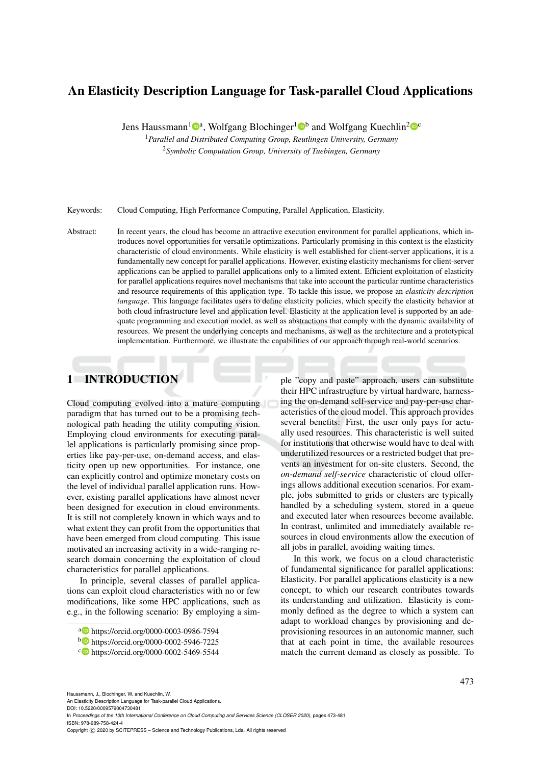# An Elasticity Description Language for Task-parallel Cloud Applications

Jens Haussmann[1][a], Wolfgang Blochinger[1][b] and Wolfgang Kuechlin[2][c]

[1]*Parallel and Distributed Computing Group, Reutlingen University, Germany*
[2]*Symbolic Computation Group, University of Tuebingen, Germany*

Keywords: Cloud Computing, High Performance Computing, Parallel Application, Elasticity.

Abstract: In recent years, the cloud has become an attractive execution environment for parallel applications, which introduces novel opportunities for versatile optimizations. Particularly promising in this context is the elasticity characteristic of cloud environments. While elasticity is well established for client-server applications, it is a fundamentally new concept for parallel applications. However, existing elasticity mechanisms for client-server applications can be applied to parallel applications only to a limited extent. Efficient exploitation of elasticity for parallel applications requires novel mechanisms that take into account the particular runtime characteristics and resource requirements of this application type. To tackle this issue, we propose an *elasticity description language*. This language facilitates users to define elasticity policies, which specify the elasticity behavior at both cloud infrastructure level and application level. Elasticity at the application level is supported by an adequate programming and execution model, as well as abstractions that comply with the dynamic availability of resources. We present the underlying concepts and mechanisms, as well as the architecture and a prototypical implementation. Furthermore, we illustrate the capabilities of our approach through real-world scenarios.

## 1 INTRODUCTION

Cloud computing evolved into a mature computing paradigm that has turned out to be a promising technological path heading the utility computing vision. Employing cloud environments for executing parallel applications is particularly promising since properties like pay-per-use, on-demand access, and elasticity open up new opportunities. For instance, one can explicitly control and optimize monetary costs on the level of individual parallel application runs. However, existing parallel applications have almost never been designed for execution in cloud environments. It is still not completely known in which ways and to what extent they can profit from the opportunities that have been emerged from cloud computing. This issue motivated an increasing activity in a wide-ranging research domain concerning the exploitation of cloud characteristics for parallel applications.

In principle, several classes of parallel applications can exploit cloud characteristics with no or few modifications, like some HPC applications, such as e.g., in the following scenario: By employing a simple "copy and paste" approach, users can substitute their HPC infrastructure by virtual hardware, harnessing the on-demand self-service and pay-per-use characteristics of the cloud model. This approach provides several benefits: First, the user only pays for actually used resources. This characteristic is well suited for institutions that otherwise would have to deal with underutilized resources or a restricted budget that prevents an investment for on-site clusters. Second, the *on-demand self-service* characteristic of cloud offerings allows additional execution scenarios. For example, jobs submitted to grids or clusters are typically handled by a scheduling system, stored in a queue and executed later when resources become available. In contrast, unlimited and immediately available resources in cloud environments allow the execution of all jobs in parallel, avoiding waiting times.

In this work, we focus on a cloud characteristic of fundamental significance for parallel applications: Elasticity. For parallel applications elasticity is a new concept, to which our research contributes towards its understanding and utilization. Elasticity is commonly defined as the degree to which a system can adapt to workload changes by provisioning and deprovisioning resources in an autonomic manner, such that at each point in time, the available resources match the current demand as closely as possible. To

[a] https://orcid.org/0000-0003-0986-7594
[b] https://orcid.org/0000-0002-5946-7225
[c] https://orcid.org/0000-0002-5469-5544

Haussmann, J., Blochinger, W. and Kuechlin, W.
An Elasticity Description Language for Task-parallel Cloud Applications.
DOI: 10.5220/0009579004730481
In *Proceedings of the 10th International Conference on Cloud Computing and Services Science (CLOSER 2020)*, pages 473-481
ISBN: 978-989-758-424-4
Copyright © 2020 by SCITEPRESS – Science and Technology Publications, Lda. All rights reserved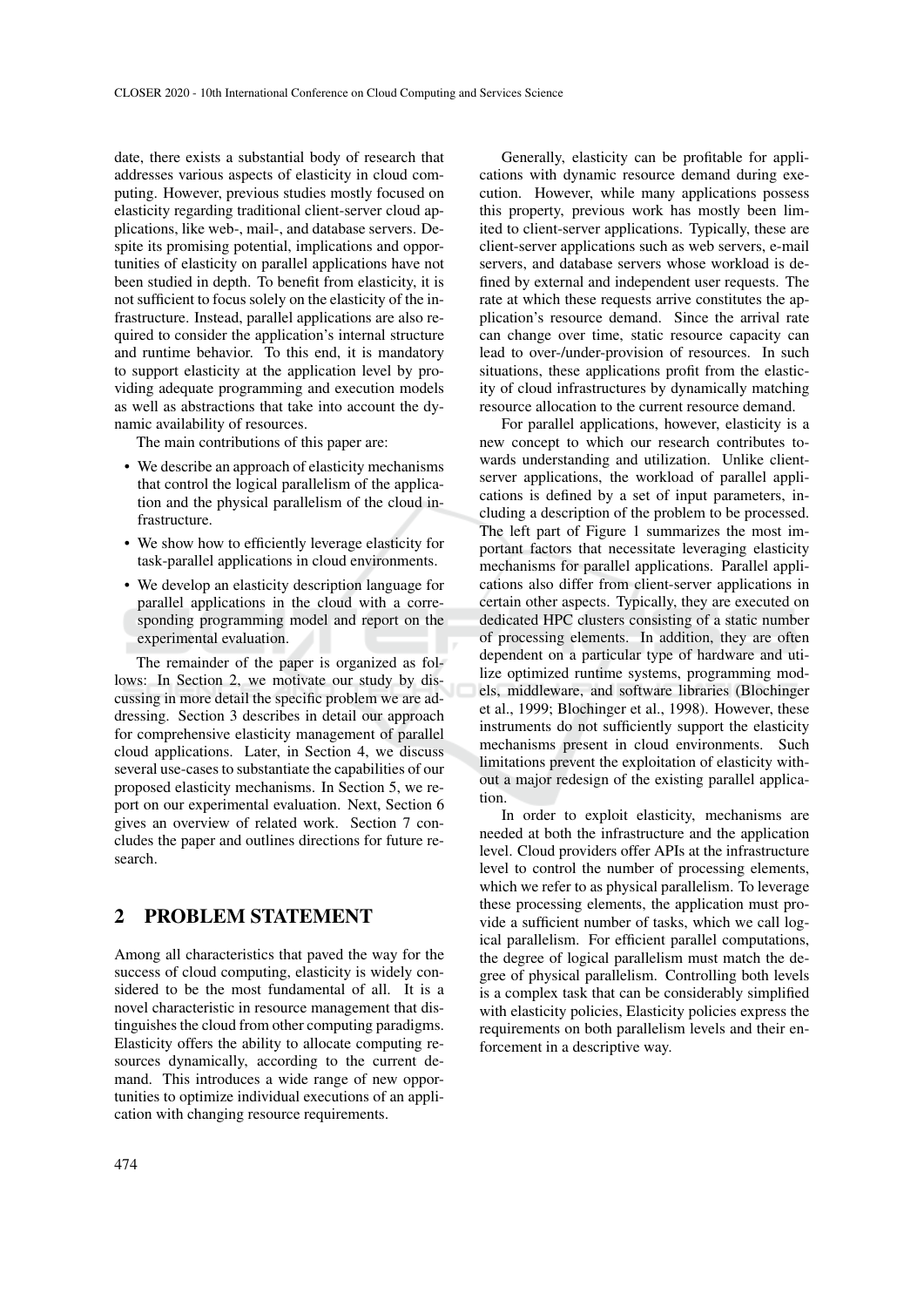date, there exists a substantial body of research that addresses various aspects of elasticity in cloud computing. However, previous studies mostly focused on elasticity regarding traditional client-server cloud applications, like web-, mail-, and database servers. Despite its promising potential, implications and opportunities of elasticity on parallel applications have not been studied in depth. To benefit from elasticity, it is not sufficient to focus solely on the elasticity of the infrastructure. Instead, parallel applications are also required to consider the application's internal structure and runtime behavior. To this end, it is mandatory to support elasticity at the application level by providing adequate programming and execution models as well as abstractions that take into account the dynamic availability of resources.

The main contributions of this paper are:

- We describe an approach of elasticity mechanisms that control the logical parallelism of the application and the physical parallelism of the cloud infrastructure.
- We show how to efficiently leverage elasticity for task-parallel applications in cloud environments.
- We develop an elasticity description language for parallel applications in the cloud with a corresponding programming model and report on the experimental evaluation.

The remainder of the paper is organized as follows: In Section 2, we motivate our study by discussing in more detail the specific problem we are addressing. Section 3 describes in detail our approach for comprehensive elasticity management of parallel cloud applications. Later, in Section 4, we discuss several use-cases to substantiate the capabilities of our proposed elasticity mechanisms. In Section 5, we report on our experimental evaluation. Next, Section 6 gives an overview of related work. Section 7 concludes the paper and outlines directions for future research.

## 2 PROBLEM STATEMENT

Among all characteristics that paved the way for the success of cloud computing, elasticity is widely considered to be the most fundamental of all. It is a novel characteristic in resource management that distinguishes the cloud from other computing paradigms. Elasticity offers the ability to allocate computing resources dynamically, according to the current demand. This introduces a wide range of new opportunities to optimize individual executions of an application with changing resource requirements.

Generally, elasticity can be profitable for applications with dynamic resource demand during execution. However, while many applications possess this property, previous work has mostly been limited to client-server applications. Typically, these are client-server applications such as web servers, e-mail servers, and database servers whose workload is defined by external and independent user requests. The rate at which these requests arrive constitutes the application's resource demand. Since the arrival rate can change over time, static resource capacity can lead to over-/under-provision of resources. In such situations, these applications profit from the elasticity of cloud infrastructures by dynamically matching resource allocation to the current resource demand.

For parallel applications, however, elasticity is a new concept to which our research contributes towards understanding and utilization. Unlike client-server applications, the workload of parallel applications is defined by a set of input parameters, including a description of the problem to be processed. The left part of Figure 1 summarizes the most important factors that necessitate leveraging elasticity mechanisms for parallel applications. Parallel applications also differ from client-server applications in certain other aspects. Typically, they are executed on dedicated HPC clusters consisting of a static number of processing elements. In addition, they are often dependent on a particular type of hardware and utilize optimized runtime systems, programming models, middleware, and software libraries (Blochinger et al., 1999; Blochinger et al., 1998). However, these instruments do not sufficiently support the elasticity mechanisms present in cloud environments. Such limitations prevent the exploitation of elasticity without a major redesign of the existing parallel application.

In order to exploit elasticity, mechanisms are needed at both the infrastructure and the application level. Cloud providers offer APIs at the infrastructure level to control the number of processing elements, which we refer to as physical parallelism. To leverage these processing elements, the application must provide a sufficient number of tasks, which we call logical parallelism. For efficient parallel computations, the degree of logical parallelism must match the degree of physical parallelism. Controlling both levels is a complex task that can be considerably simplified with elasticity policies, Elasticity policies express the requirements on both parallelism levels and their enforcement in a descriptive way.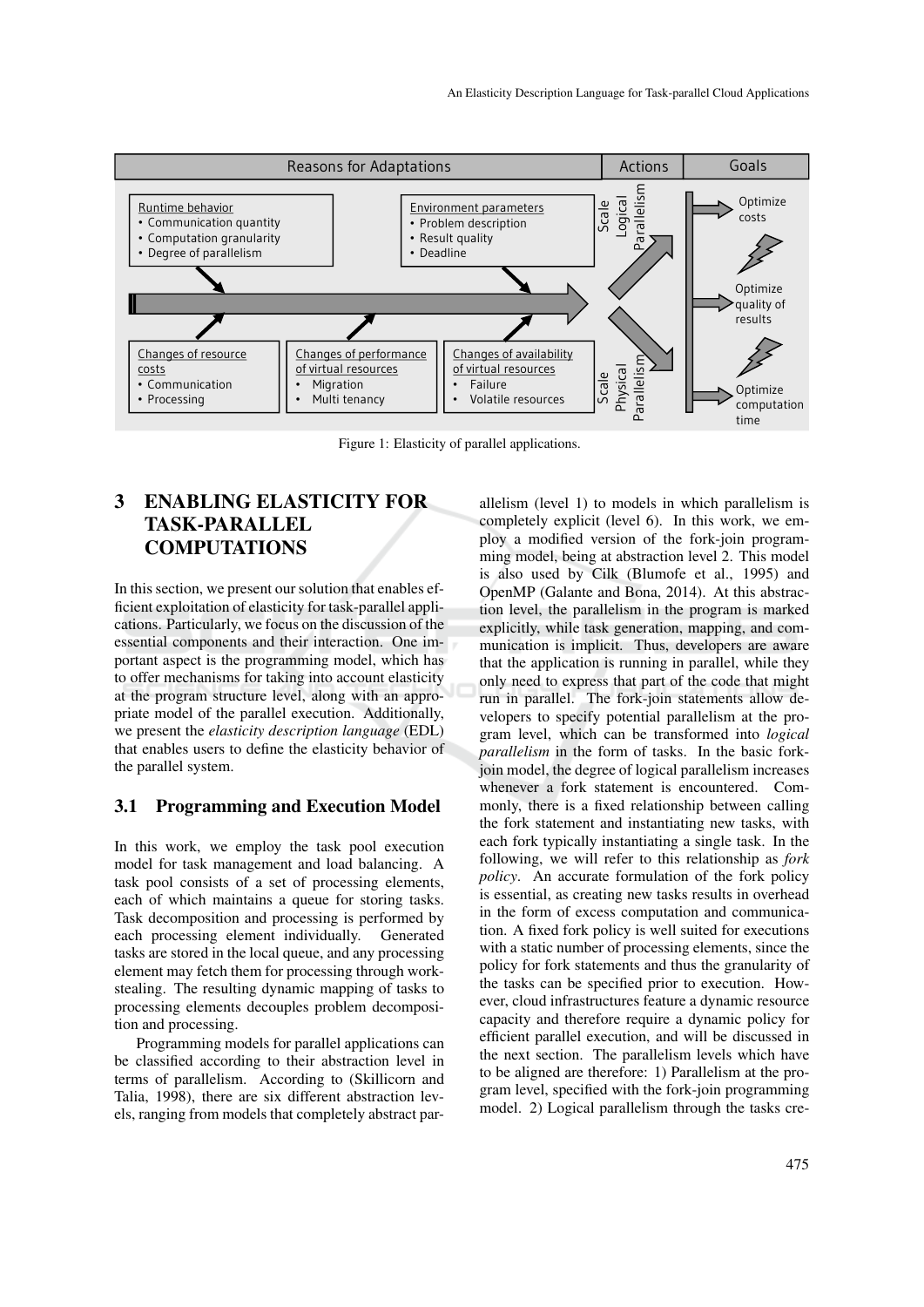Figure 1: Elasticity of parallel applications.

## 3 ENABLING ELASTICITY FOR TASK-PARALLEL COMPUTATIONS

In this section, we present our solution that enables efficient exploitation of elasticity for task-parallel applications. Particularly, we focus on the discussion of the essential components and their interaction. One important aspect is the programming model, which has to offer mechanisms for taking into account elasticity at the program structure level, along with an appropriate model of the parallel execution. Additionally, we present the *elasticity description language* (EDL) that enables users to define the elasticity behavior of the parallel system.

### 3.1 Programming and Execution Model

In this work, we employ the task pool execution model for task management and load balancing. A task pool consists of a set of processing elements, each of which maintains a queue for storing tasks. Task decomposition and processing is performed by each processing element individually. Generated tasks are stored in the local queue, and any processing element may fetch them for processing through work-stealing. The resulting dynamic mapping of tasks to processing elements decouples problem decomposition and processing.

Programming models for parallel applications can be classified according to their abstraction level in terms of parallelism. According to (Skillicorn and Talia, 1998), there are six different abstraction levels, ranging from models that completely abstract parallelism (level 1) to models in which parallelism is completely explicit (level 6). In this work, we employ a modified version of the fork-join programming model, being at abstraction level 2. This model is also used by Cilk (Blumofe et al., 1995) and OpenMP (Galante and Bona, 2014). At this abstraction level, the parallelism in the program is marked explicitly, while task generation, mapping, and communication is implicit. Thus, developers are aware that the application is running in parallel, while they only need to express that part of the code that might run in parallel. The fork-join statements allow developers to specify potential parallelism at the program level, which can be transformed into *logical parallelism* in the form of tasks. In the basic fork-join model, the degree of logical parallelism increases whenever a fork statement is encountered. Commonly, there is a fixed relationship between calling the fork statement and instantiating new tasks, with each fork typically instantiating a single task. In the following, we will refer to this relationship as *fork policy*. An accurate formulation of the fork policy is essential, as creating new tasks results in overhead in the form of excess computation and communication. A fixed fork policy is well suited for executions with a static number of processing elements, since the policy for fork statements and thus the granularity of the tasks can be specified prior to execution. However, cloud infrastructures feature a dynamic resource capacity and therefore require a dynamic policy for efficient parallel execution, and will be discussed in the next section. The parallelism levels which have to be aligned are therefore: 1) Parallelism at the program level, specified with the fork-join programming model. 2) Logical parallelism through the tasks cre-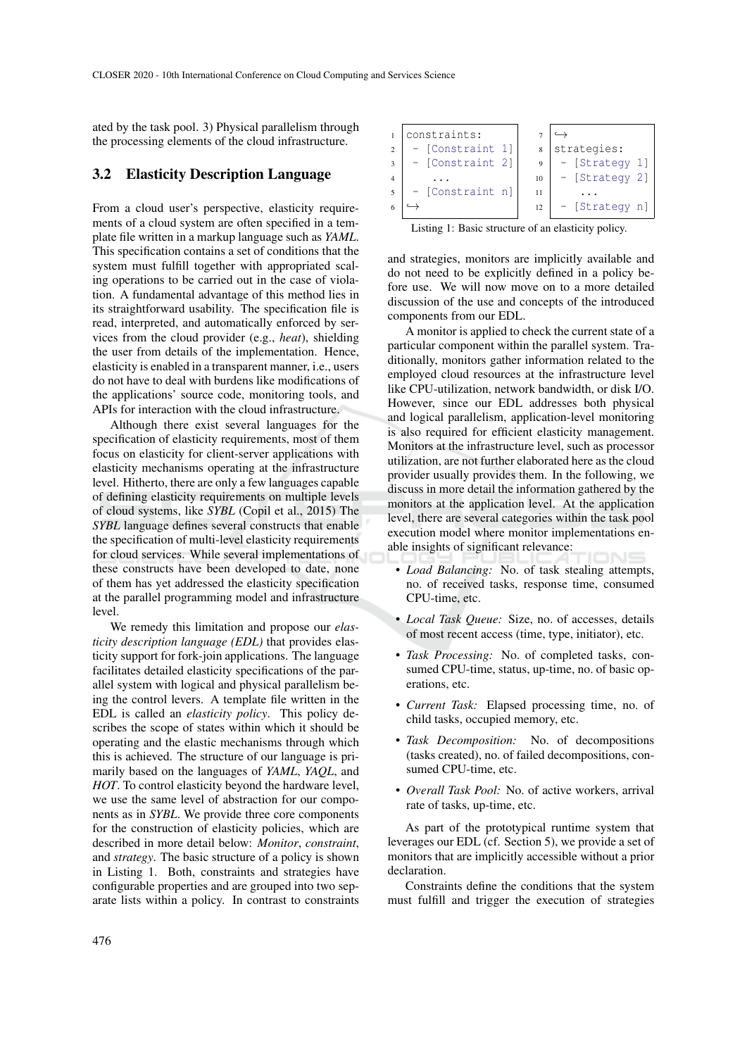ated by the task pool. 3) Physical parallelism through the processing elements of the cloud infrastructure.

## 3.2 Elasticity Description Language

From a cloud user's perspective, elasticity requirements of a cloud system are often specified in a template file written in a markup language such as *YAML*. This specification contains a set of conditions that the system must fulfill together with appropriated scaling operations to be carried out in the case of violation. A fundamental advantage of this method lies in its straightforward usability. The specification file is read, interpreted, and automatically enforced by services from the cloud provider (e.g., *heat*), shielding the user from details of the implementation. Hence, elasticity is enabled in a transparent manner, i.e., users do not have to deal with burdens like modifications of the applications' source code, monitoring tools, and APIs for interaction with the cloud infrastructure.

Although there exist several languages for the specification of elasticity requirements, most of them focus on elasticity for client-server applications with elasticity mechanisms operating at the infrastructure level. Hitherto, there are only a few languages capable of defining elasticity requirements on multiple levels of cloud systems, like *SYBL* (Copil et al., 2015) The *SYBL* language defines several constructs that enable the specification of multi-level elasticity requirements for cloud services. While several implementations of these constructs have been developed to date, none of them has yet addressed the elasticity specification at the parallel programming model and infrastructure level.

We remedy this limitation and propose our *elasticity description language (EDL)* that provides elasticity support for fork-join applications. The language facilitates detailed elasticity specifications of the parallel system with logical and physical parallelism being the control levers. A template file written in the EDL is called an *elasticity policy*. This policy describes the scope of states within which it should be operating and the elastic mechanisms through which this is achieved. The structure of our language is primarily based on the languages of *YAML*, *YAQL*, and *HOT*. To control elasticity beyond the hardware level, we use the same level of abstraction for our components as in *SYBL*. We provide three core components for the construction of elasticity policies, which are described in more detail below: *Monitor*, *constraint*, and *strategy*. The basic structure of a policy is shown in Listing 1. Both, constraints and strategies have configurable properties and are grouped into two separate lists within a policy. In contrast to constraints

```
1  constraints:
2   - [Constraint 1]
3   - [Constraint 2]
4      ...
5   - [Constraint n]
6  ↪
7  ↪
8  strategies:
9   - [Strategy 1]
10  - [Strategy 2]
11     ...
12  - [Strategy n]
```

Listing 1: Basic structure of an elasticity policy.

and strategies, monitors are implicitly available and do not need to be explicitly defined in a policy before use. We will now move on to a more detailed discussion of the use and concepts of the introduced components from our EDL.

A monitor is applied to check the current state of a particular component within the parallel system. Traditionally, monitors gather information related to the employed cloud resources at the infrastructure level like CPU-utilization, network bandwidth, or disk I/O. However, since our EDL addresses both physical and logical parallelism, application-level monitoring is also required for efficient elasticity management. Monitors at the infrastructure level, such as processor utilization, are not further elaborated here as the cloud provider usually provides them. In the following, we discuss in more detail the information gathered by the monitors at the application level. At the application level, there are several categories within the task pool execution model where monitor implementations enable insights of significant relevance:

- *Load Balancing:* No. of task stealing attempts, no. of received tasks, response time, consumed CPU-time, etc.
- *Local Task Queue:* Size, no. of accesses, details of most recent access (time, type, initiator), etc.
- *Task Processing:* No. of completed tasks, consumed CPU-time, status, up-time, no. of basic operations, etc.
- *Current Task:* Elapsed processing time, no. of child tasks, occupied memory, etc.
- *Task Decomposition:* No. of decompositions (tasks created), no. of failed decompositions, consumed CPU-time, etc.
- *Overall Task Pool:* No. of active workers, arrival rate of tasks, up-time, etc.

As part of the prototypical runtime system that leverages our EDL (cf. Section 5), we provide a set of monitors that are implicitly accessible without a prior declaration.

Constraints define the conditions that the system must fulfill and trigger the execution of strategies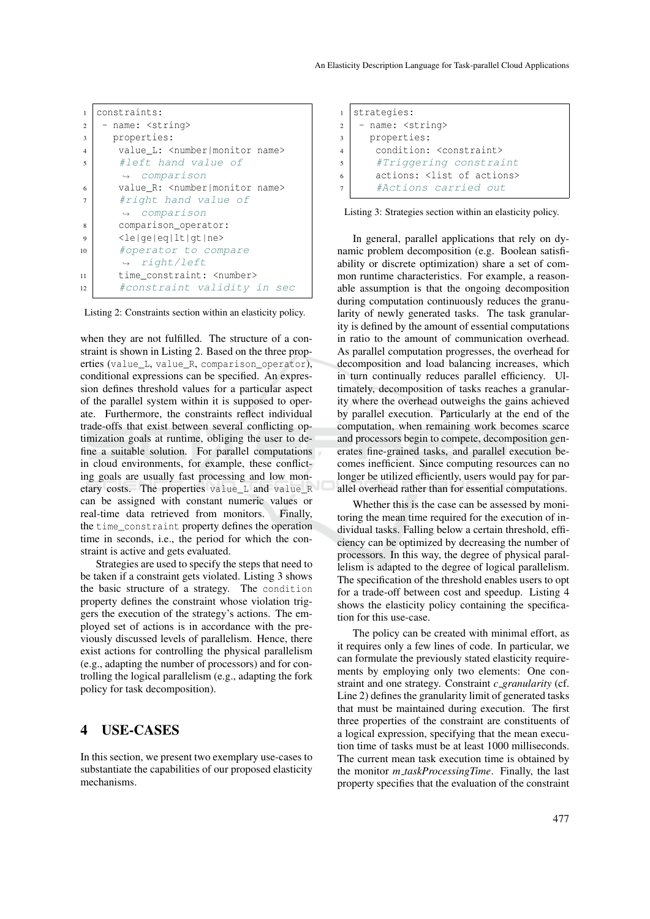```
constraints:
 - name: <string>
   properties:
    value_L: <number|monitor name>
    #left hand value of comparison
    value_R: <number|monitor name>
    #right hand value of comparison
    comparison_operator:
    <le|ge|eq|lt|gt|ne>
    #operator to compare right/left
    time_constraint: <number>
    #constraint validity in sec
```

Listing 2: Constraints section within an elasticity policy.

when they are not fulfilled. The structure of a constraint is shown in Listing 2. Based on the three properties (value_L, value_R, comparison_operator), conditional expressions can be specified. An expression defines threshold values for a particular aspect of the parallel system within it is supposed to operate. Furthermore, the constraints reflect individual trade-offs that exist between several conflicting optimization goals at runtime, obliging the user to define a suitable solution. For parallel computations in cloud environments, for example, these conflicting goals are usually fast processing and low monetary costs. The properties value_L and value_R can be assigned with constant numeric values or real-time data retrieved from monitors. Finally, the time_constraint property defines the operation time in seconds, i.e., the period for which the constraint is active and gets evaluated.

Strategies are used to specify the steps that need to be taken if a constraint gets violated. Listing 3 shows the basic structure of a strategy. The condition property defines the constraint whose violation triggers the execution of the strategy's actions. The employed set of actions is in accordance with the previously discussed levels of parallelism. Hence, there exist actions for controlling the physical parallelism (e.g., adapting the number of processors) and for controlling the logical parallelism (e.g., adapting the fork policy for task decomposition).

## 4 USE-CASES

In this section, we present two exemplary use-cases to substantiate the capabilities of our proposed elasticity mechanisms.

```
strategies:
 - name: <string>
   properties:
    condition: <constraint>
    #Triggering constraint
    actions: <list of actions>
    #Actions carried out
```

Listing 3: Strategies section within an elasticity policy.

In general, parallel applications that rely on dynamic problem decomposition (e.g. Boolean satisfiability or discrete optimization) share a set of common runtime characteristics. For example, a reasonable assumption is that the ongoing decomposition during computation continuously reduces the granularity of newly generated tasks. The task granularity is defined by the amount of essential computations in ratio to the amount of communication overhead. As parallel computation progresses, the overhead for decomposition and load balancing increases, which in turn continually reduces parallel efficiency. Ultimately, decomposition of tasks reaches a granularity where the overhead outweighs the gains achieved by parallel execution. Particularly at the end of the computation, when remaining work becomes scarce and processors begin to compete, decomposition generates fine-grained tasks, and parallel execution becomes inefficient. Since computing resources can no longer be utilized efficiently, users would pay for parallel overhead rather than for essential computations.

Whether this is the case can be assessed by monitoring the mean time required for the execution of individual tasks. Falling below a certain threshold, efficiency can be optimized by decreasing the number of processors. In this way, the degree of physical parallelism is adapted to the degree of logical parallelism. The specification of the threshold enables users to opt for a trade-off between cost and speedup. Listing 4 shows the elasticity policy containing the specification for this use-case.

The policy can be created with minimal effort, as it requires only a few lines of code. In particular, we can formulate the previously stated elasticity requirements by employing only two elements: One constraint and one strategy. Constraint *c_granularity* (cf. Line 2) defines the granularity limit of generated tasks that must be maintained during execution. The first three properties of the constraint are constituents of a logical expression, specifying that the mean execution time of tasks must be at least 1000 milliseconds. The current mean task execution time is obtained by the monitor *m_taskProcessingTime*. Finally, the last property specifies that the evaluation of the constraint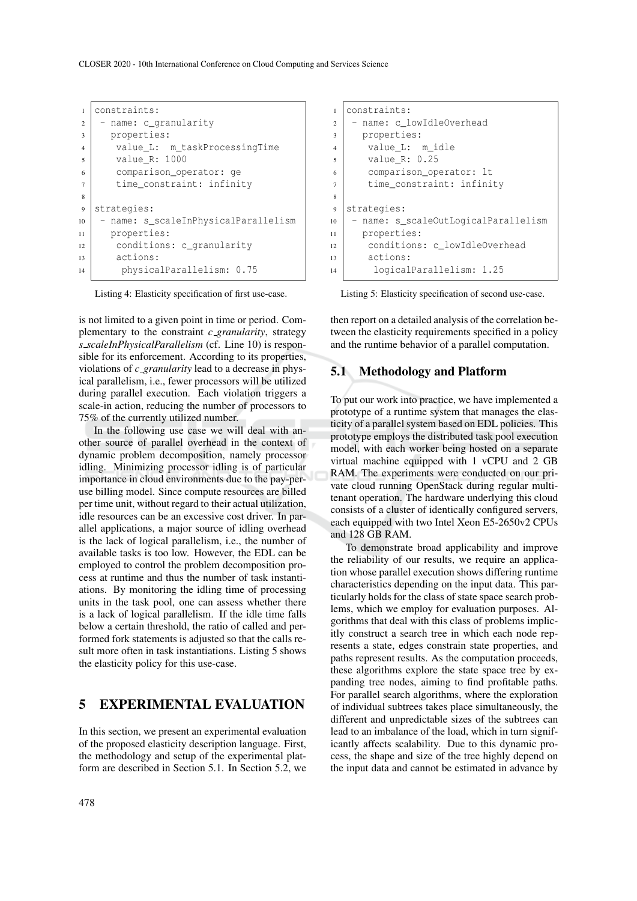```
constraints:
 - name: c_granularity
   properties:
    value_L:  m_taskProcessingTime
    value_R: 1000
    comparison_operator: ge
    time_constraint: infinity

strategies:
 - name: s_scaleInPhysicalParallelism
   properties:
    conditions: c_granularity
    actions:
     physicalParallelism: 0.75
```

Listing 4: Elasticity specification of first use-case.

is not limited to a given point in time or period. Complementary to the constraint *c_granularity*, strategy *s_scaleInPhysicalParallelism* (cf. Line 10) is responsible for its enforcement. According to its properties, violations of *c_granularity* lead to a decrease in physical parallelism, i.e., fewer processors will be utilized during parallel execution. Each violation triggers a scale-in action, reducing the number of processors to 75% of the currently utilized number.

In the following use case we will deal with another source of parallel overhead in the context of dynamic problem decomposition, namely processor idling. Minimizing processor idling is of particular importance in cloud environments due to the pay-per-use billing model. Since compute resources are billed per time unit, without regard to their actual utilization, idle resources can be an excessive cost driver. In parallel applications, a major source of idling overhead is the lack of logical parallelism, i.e., the number of available tasks is too low. However, the EDL can be employed to control the problem decomposition process at runtime and thus the number of task instantiations. By monitoring the idling time of processing units in the task pool, one can assess whether there is a lack of logical parallelism. If the idle time falls below a certain threshold, the ratio of called and performed fork statements is adjusted so that the calls result more often in task instantiations. Listing 5 shows the elasticity policy for this use-case.

```
constraints:
 - name: c_lowIdleOverhead
   properties:
    value_L:  m_idle
    value_R: 0.25
    comparison_operator: lt
    time_constraint: infinity

strategies:
 - name: s_scaleOutLogicalParallelism
   properties:
    conditions: c_lowIdleOverhead
    actions:
     logicalParallelism: 1.25
```

Listing 5: Elasticity specification of second use-case.

## 5 EXPERIMENTAL EVALUATION

In this section, we present an experimental evaluation of the proposed elasticity description language. First, the methodology and setup of the experimental platform are described in Section 5.1. In Section 5.2, we then report on a detailed analysis of the correlation between the elasticity requirements specified in a policy and the runtime behavior of a parallel computation.

### 5.1 Methodology and Platform

To put our work into practice, we have implemented a prototype of a runtime system that manages the elasticity of a parallel system based on EDL policies. This prototype employs the distributed task pool execution model, with each worker being hosted on a separate virtual machine equipped with 1 vCPU and 2 GB RAM. The experiments were conducted on our private cloud running OpenStack during regular multi-tenant operation. The hardware underlying this cloud consists of a cluster of identically configured servers, each equipped with two Intel Xeon E5-2650v2 CPUs and 128 GB RAM.

To demonstrate broad applicability and improve the reliability of our results, we require an application whose parallel execution shows differing runtime characteristics depending on the input data. This particularly holds for the class of state space search problems, which we employ for evaluation purposes. Algorithms that deal with this class of problems implicitly construct a search tree in which each node represents a state, edges constrain state properties, and paths represent results. As the computation proceeds, these algorithms explore the state space tree by expanding tree nodes, aiming to find profitable paths. For parallel search algorithms, where the exploration of individual subtrees takes place simultaneously, the different and unpredictable sizes of the subtrees can lead to an imbalance of the load, which in turn significantly affects scalability. Due to this dynamic process, the shape and size of the tree highly depend on the input data and cannot be estimated in advance by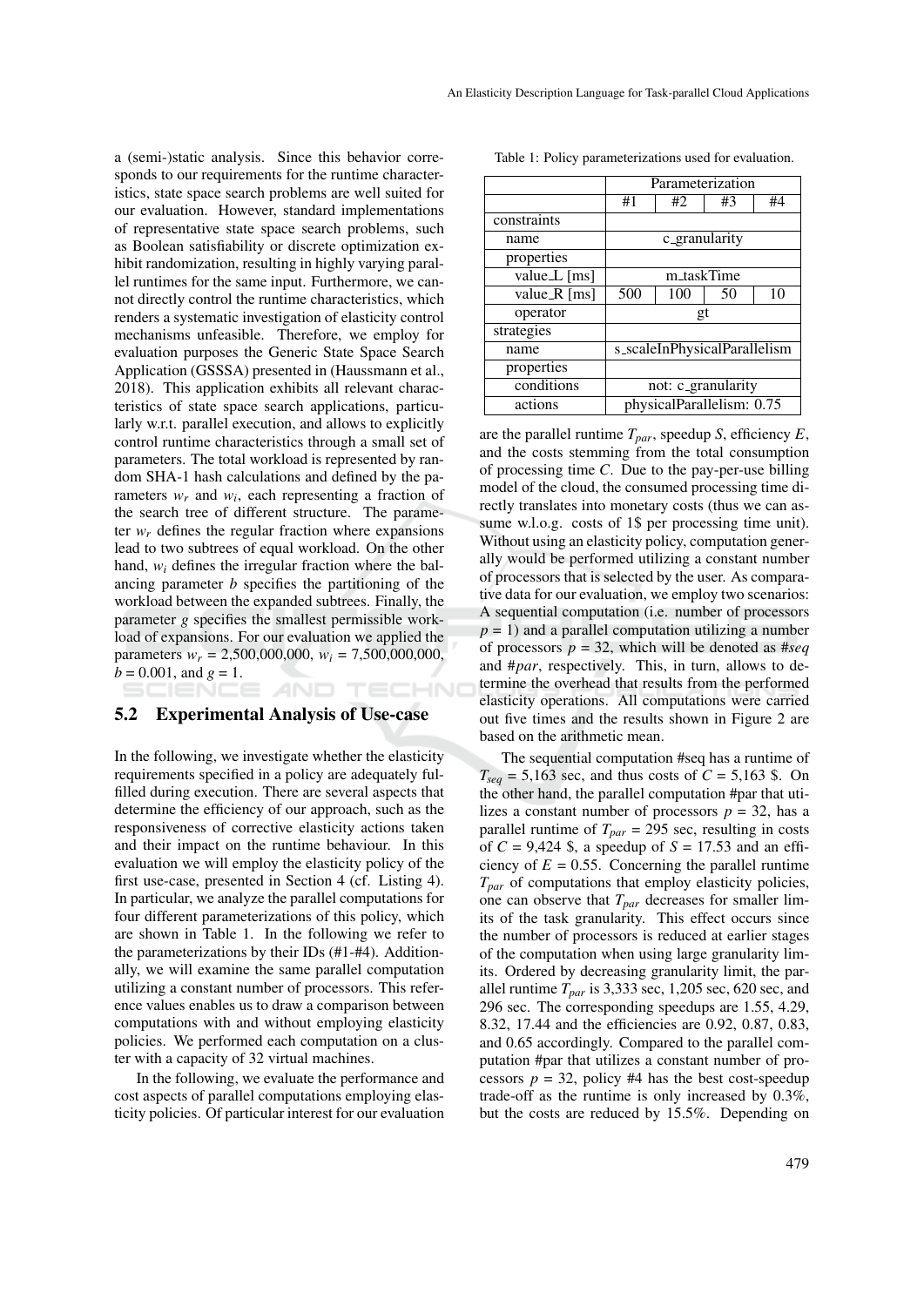a (semi-)static analysis. Since this behavior corresponds to our requirements for the runtime characteristics, state space search problems are well suited for our evaluation. However, standard implementations of representative state space search problems, such as Boolean satisfiability or discrete optimization exhibit randomization, resulting in highly varying parallel runtimes for the same input. Furthermore, we cannot directly control the runtime characteristics, which renders a systematic investigation of elasticity control mechanisms unfeasible. Therefore, we employ for evaluation purposes the Generic State Space Search Application (GSSSA) presented in (Haussmann et al., 2018). This application exhibits all relevant characteristics of state space search applications, particularly w.r.t. parallel execution, and allows to explicitly control runtime characteristics through a small set of parameters. The total workload is represented by random SHA-1 hash calculations and defined by the parameters $w_r$ and $w_i$, each representing a fraction of the search tree of different structure. The parameter $w_r$ defines the regular fraction where expansions lead to two subtrees of equal workload. On the other hand, $w_i$ defines the irregular fraction where the balancing parameter $b$ specifies the partitioning of the workload between the expanded subtrees. Finally, the parameter $g$ specifies the smallest permissible workload of expansions. For our evaluation we applied the parameters $w_r$ = 2,500,000,000, $w_i$ = 7,500,000,000, $b$ = 0.001, and $g$ = 1.

## 5.2 Experimental Analysis of Use-case

In the following, we investigate whether the elasticity requirements specified in a policy are adequately fulfilled during execution. There are several aspects that determine the efficiency of our approach, such as the responsiveness of corrective elasticity actions taken and their impact on the runtime behaviour. In this evaluation we will employ the elasticity policy of the first use-case, presented in Section 4 (cf. Listing 4). In particular, we analyze the parallel computations for four different parameterizations of this policy, which are shown in Table 1. In the following we refer to the parameterizations by their IDs (#1-#4). Additionally, we will examine the same parallel computation utilizing a constant number of processors. This reference values enables us to draw a comparison between computations with and without employing elasticity policies. We performed each computation on a cluster with a capacity of 32 virtual machines.

In the following, we evaluate the performance and cost aspects of parallel computations employing elasticity policies. Of particular interest for our evaluation are the parallel runtime $T_{par}$, speedup $S$, efficiency $E$, and the costs stemming from the total consumption of processing time $C$. Due to the pay-per-use billing model of the cloud, the consumed processing time directly translates into monetary costs (thus we can assume w.l.o.g. costs of 1$ per processing time unit). Without using an elasticity policy, computation generally would be performed utilizing a constant number of processors that is selected by the user. As comparative data for our evaluation, we employ two scenarios: A sequential computation (i.e. number of processors $p$ = 1) and a parallel computation utilizing a number of processors $p$ = 32, which will be denoted as *#seq* and *#par*, respectively. This, in turn, allows to determine the overhead that results from the performed elasticity operations. All computations were carried out five times and the results shown in Figure 2 are based on the arithmetic mean.

Table 1: Policy parameterizations used for evaluation.

| | Parameterization | | | |
|---|---|---|---|---|
| | #1 | #2 | #3 | #4 |
| constraints | | | | |
| name | c_granularity | | | |
| properties | | | | |
| value_L [ms] | m_taskTime | | | |
| value_R [ms] | 500 | 100 | 50 | 10 |
| operator | gt | | | |
| strategies | | | | |
| name | s_scaleInPhysicalParallelism | | | |
| properties | | | | |
| conditions | not: c_granularity | | | |
| actions | physicalParallelism: 0.75 | | | |

The sequential computation #seq has a runtime of $T_{seq}$ = 5,163 sec, and thus costs of $C$ = 5,163 \$. On the other hand, the parallel computation #par that utilizes a constant number of processors $p$ = 32, has a parallel runtime of $T_{par}$ = 295 sec, resulting in costs of $C$ = 9,424 \$, a speedup of $S$ = 17.53 and an efficiency of $E$ = 0.55. Concerning the parallel runtime $T_{par}$ of computations that employ elasticity policies, one can observe that $T_{par}$ decreases for smaller limits of the task granularity. This effect occurs since the number of processors is reduced at earlier stages of the computation when using large granularity limits. Ordered by decreasing granularity limit, the parallel runtime $T_{par}$ is 3,333 sec, 1,205 sec, 620 sec, and 296 sec. The corresponding speedups are 1.55, 4.29, 8.32, 17.44 and the efficiencies are 0.92, 0.87, 0.83, and 0.65 accordingly. Compared to the parallel computation #par that utilizes a constant number of processors $p$ = 32, policy #4 has the best cost-speedup trade-off as the runtime is only increased by 0.3%, but the costs are reduced by 15.5%. Depending on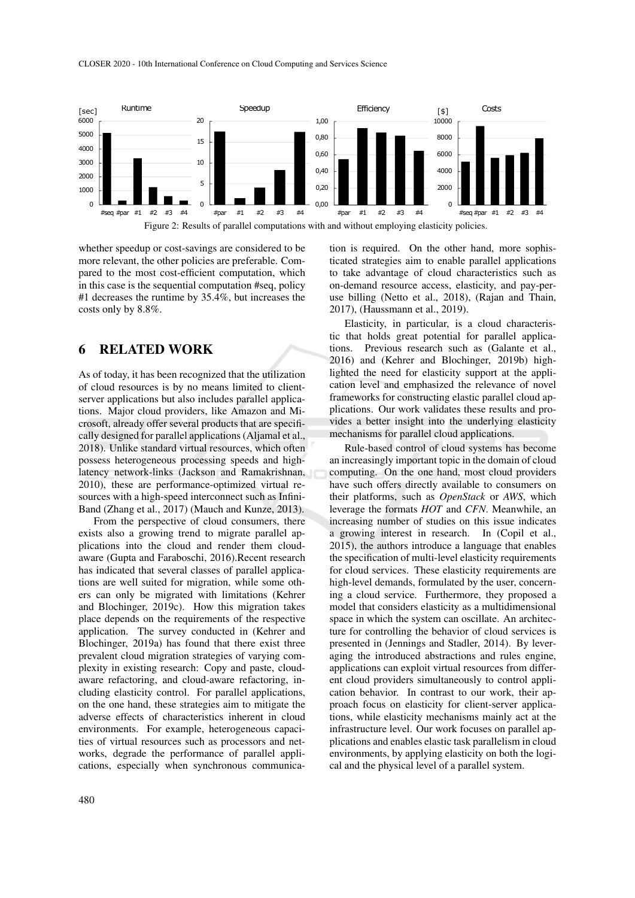Figure 2: Results of parallel computations with and without employing elasticity policies.

whether speedup or cost-savings are considered to be more relevant, the other policies are preferable. Compared to the most cost-efficient computation, which in this case is the sequential computation #seq, policy #1 decreases the runtime by 35.4%, but increases the costs only by 8.8%.

## 6 RELATED WORK

As of today, it has been recognized that the utilization of cloud resources is by no means limited to client-server applications but also includes parallel applications. Major cloud providers, like Amazon and Microsoft, already offer several products that are specifically designed for parallel applications (Aljamal et al., 2018). Unlike standard virtual resources, which often possess heterogeneous processing speeds and high-latency network-links (Jackson and Ramakrishnan, 2010), these are performance-optimized virtual resources with a high-speed interconnect such as InfiniBand (Zhang et al., 2017) (Mauch and Kunze, 2013).

From the perspective of cloud consumers, there exists also a growing trend to migrate parallel applications into the cloud and render them cloud-aware (Gupta and Faraboschi, 2016).Recent research has indicated that several classes of parallel applications are well suited for migration, while some others can only be migrated with limitations (Kehrer and Blochinger, 2019c). How this migration takes place depends on the requirements of the respective application. The survey conducted in (Kehrer and Blochinger, 2019a) has found that there exist three prevalent cloud migration strategies of varying complexity in existing research: Copy and paste, cloud-aware refactoring, and cloud-aware refactoring, including elasticity control. For parallel applications, on the one hand, these strategies aim to mitigate the adverse effects of characteristics inherent in cloud environments. For example, heterogeneous capacities of virtual resources such as processors and networks, degrade the performance of parallel applications, especially when synchronous communication is required. On the other hand, more sophisticated strategies aim to enable parallel applications to take advantage of cloud characteristics such as on-demand resource access, elasticity, and pay-per-use billing (Netto et al., 2018), (Rajan and Thain, 2017), (Haussmann et al., 2019).

Elasticity, in particular, is a cloud characteristic that holds great potential for parallel applications. Previous research such as (Galante et al., 2016) and (Kehrer and Blochinger, 2019b) highlighted the need for elasticity support at the application level and emphasized the relevance of novel frameworks for constructing elastic parallel cloud applications. Our work validates these results and provides a better insight into the underlying elasticity mechanisms for parallel cloud applications.

Rule-based control of cloud systems has become an increasingly important topic in the domain of cloud computing. On the one hand, most cloud providers have such offers directly available to consumers on their platforms, such as *OpenStack* or *AWS*, which leverage the formats *HOT* and *CFN*. Meanwhile, an increasing number of studies on this issue indicates a growing interest in research. In (Copil et al., 2015), the authors introduce a language that enables the specification of multi-level elasticity requirements for cloud services. These elasticity requirements are high-level demands, formulated by the user, concerning a cloud service. Furthermore, they proposed a model that considers elasticity as a multidimensional space in which the system can oscillate. An architecture for controlling the behavior of cloud services is presented in (Jennings and Stadler, 2014). By leveraging the introduced abstractions and rules engine, applications can exploit virtual resources from different cloud providers simultaneously to control application behavior. In contrast to our work, their approach focus on elasticity for client-server applications, while elasticity mechanisms mainly act at the infrastructure level. Our work focuses on parallel applications and enables elastic task parallelism in cloud environments, by applying elasticity on both the logical and the physical level of a parallel system.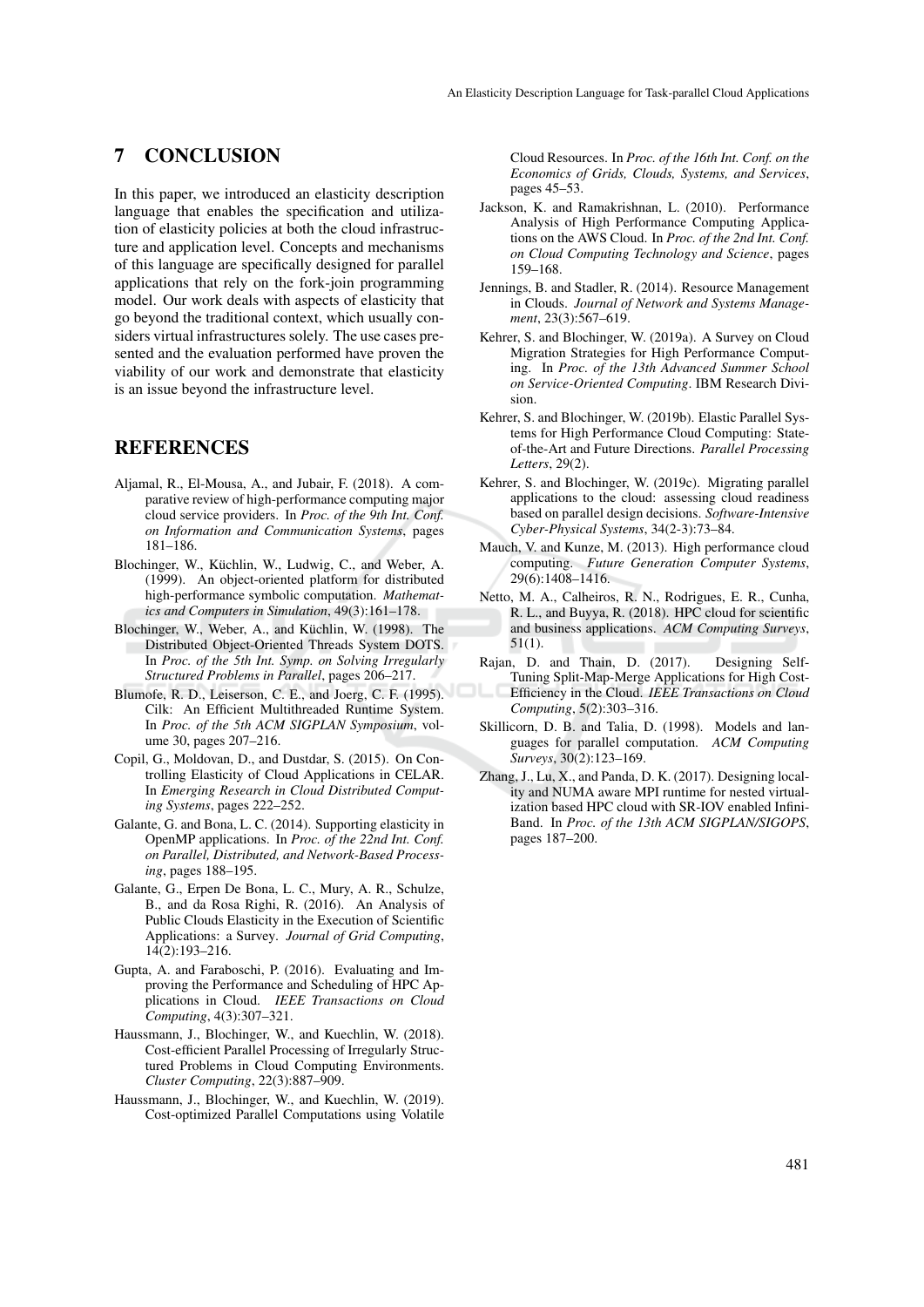## 7 CONCLUSION

In this paper, we introduced an elasticity description language that enables the specification and utilization of elasticity policies at both the cloud infrastructure and application level. Concepts and mechanisms of this language are specifically designed for parallel applications that rely on the fork-join programming model. Our work deals with aspects of elasticity that go beyond the traditional context, which usually considers virtual infrastructures solely. The use cases presented and the evaluation performed have proven the viability of our work and demonstrate that elasticity is an issue beyond the infrastructure level.

## REFERENCES

Aljamal, R., El-Mousa, A., and Jubair, F. (2018). A comparative review of high-performance computing major cloud service providers. In *Proc. of the 9th Int. Conf. on Information and Communication Systems*, pages 181–186.

Blochinger, W., Küchlin, W., Ludwig, C., and Weber, A. (1999). An object-oriented platform for distributed high-performance symbolic computation. *Mathematics and Computers in Simulation*, 49(3):161–178.

Blochinger, W., Weber, A., and Küchlin, W. (1998). The Distributed Object-Oriented Threads System DOTS. In *Proc. of the 5th Int. Symp. on Solving Irregularly Structured Problems in Parallel*, pages 206–217.

Blumofe, R. D., Leiserson, C. E., and Joerg, C. F. (1995). Cilk: An Efficient Multithreaded Runtime System. In *Proc. of the 5th ACM SIGPLAN Symposium*, volume 30, pages 207–216.

Copil, G., Moldovan, D., and Dustdar, S. (2015). On Controlling Elasticity of Cloud Applications in CELAR. In *Emerging Research in Cloud Distributed Computing Systems*, pages 222–252.

Galante, G. and Bona, L. C. (2014). Supporting elasticity in OpenMP applications. In *Proc. of the 22nd Int. Conf. on Parallel, Distributed, and Network-Based Processing*, pages 188–195.

Galante, G., Erpen De Bona, L. C., Mury, A. R., Schulze, B., and da Rosa Righi, R. (2016). An Analysis of Public Clouds Elasticity in the Execution of Scientific Applications: a Survey. *Journal of Grid Computing*, 14(2):193–216.

Gupta, A. and Faraboschi, P. (2016). Evaluating and Improving the Performance and Scheduling of HPC Applications in Cloud. *IEEE Transactions on Cloud Computing*, 4(3):307–321.

Haussmann, J., Blochinger, W., and Kuechlin, W. (2018). Cost-efficient Parallel Processing of Irregularly Structured Problems in Cloud Computing Environments. *Cluster Computing*, 22(3):887–909.

Haussmann, J., Blochinger, W., and Kuechlin, W. (2019). Cost-optimized Parallel Computations using Volatile Cloud Resources. In *Proc. of the 16th Int. Conf. on the Economics of Grids, Clouds, Systems, and Services*, pages 45–53.

Jackson, K. and Ramakrishnan, L. (2010). Performance Analysis of High Performance Computing Applications on the AWS Cloud. In *Proc. of the 2nd Int. Conf. on Cloud Computing Technology and Science*, pages 159–168.

Jennings, B. and Stadler, R. (2014). Resource Management in Clouds. *Journal of Network and Systems Management*, 23(3):567–619.

Kehrer, S. and Blochinger, W. (2019a). A Survey on Cloud Migration Strategies for High Performance Computing. In *Proc. of the 13th Advanced Summer School on Service-Oriented Computing*. IBM Research Division.

Kehrer, S. and Blochinger, W. (2019b). Elastic Parallel Systems for High Performance Cloud Computing: State-of-the-Art and Future Directions. *Parallel Processing Letters*, 29(2).

Kehrer, S. and Blochinger, W. (2019c). Migrating parallel applications to the cloud: assessing cloud readiness based on parallel design decisions. *Software-Intensive Cyber-Physical Systems*, 34(2-3):73–84.

Mauch, V. and Kunze, M. (2013). High performance cloud computing. *Future Generation Computer Systems*, 29(6):1408–1416.

Netto, M. A., Calheiros, R. N., Rodrigues, E. R., Cunha, R. L., and Buyya, R. (2018). HPC cloud for scientific and business applications. *ACM Computing Surveys*, 51(1).

Rajan, D. and Thain, D. (2017). Designing Self-Tuning Split-Map-Merge Applications for High Cost-Efficiency in the Cloud. *IEEE Transactions on Cloud Computing*, 5(2):303–316.

Skillicorn, D. B. and Talia, D. (1998). Models and languages for parallel computation. *ACM Computing Surveys*, 30(2):123–169.

Zhang, J., Lu, X., and Panda, D. K. (2017). Designing locality and NUMA aware MPI runtime for nested virtualization based HPC cloud with SR-IOV enabled InfiniBand. In *Proc. of the 13th ACM SIGPLAN/SIGOPS*, pages 187–200.